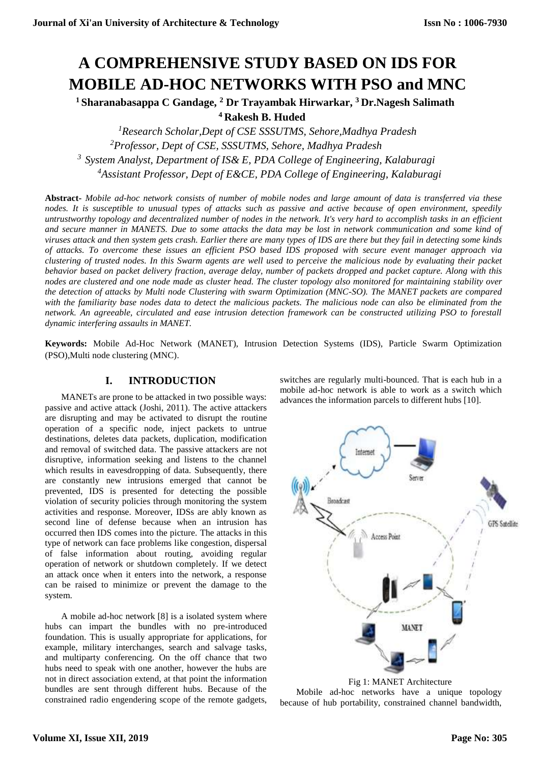# A COMPREHENSIVE STUDY BASED ON IDS FOR MOBILE AD-HOC NETWORKS WITH PSO and MNC

**[1] Sharanabasappa C Gandage, [2] Dr Trayambak Hirwarkar, [3] Dr.Nagesh Salimath**
**[4] Rakesh B. Huded**

*[1]Research Scholar,Dept of CSE SSSUTMS, Sehore,Madhya Pradesh*
*[2]Professor, Dept of CSE, SSSUTMS, Sehore, Madhya Pradesh*
*[3] System Analyst, Department of IS& E, PDA College of Engineering, Kalaburagi*
*[4]Assistant Professor, Dept of E&CE, PDA College of Engineering, Kalaburagi*

**Abstract-** *Mobile ad-hoc network consists of number of mobile nodes and large amount of data is transferred via these nodes. It is susceptible to unusual types of attacks such as passive and active because of open environment, speedily untrustworthy topology and decentralized number of nodes in the network. It's very hard to accomplish tasks in an efficient and secure manner in MANETS. Due to some attacks the data may be lost in network communication and some kind of viruses attack and then system gets crash. Earlier there are many types of IDS are there but they fail in detecting some kinds of attacks. To overcome these issues an efficient PSO based IDS proposed with secure event manager approach via clustering of trusted nodes. In this Swarm agents are well used to perceive the malicious node by evaluating their packet behavior based on packet delivery fraction, average delay, number of packets dropped and packet capture. Along with this nodes are clustered and one node made as cluster head. The cluster topology also monitored for maintaining stability over the detection of attacks by Multi node Clustering with swarm Optimization (MNC-SO). The MANET packets are compared with the familiarity base nodes data to detect the malicious packets. The malicious node can also be eliminated from the network. An agreeable, circulated and ease intrusion detection framework can be constructed utilizing PSO to forestall dynamic interfering assaults in MANET.*

**Keywords:** Mobile Ad-Hoc Network (MANET), Intrusion Detection Systems (IDS), Particle Swarm Optimization (PSO),Multi node clustering (MNC).

## I. INTRODUCTION

MANETs are prone to be attacked in two possible ways: passive and active attack (Joshi, 2011). The active attackers are disrupting and may be activated to disrupt the routine operation of a specific node, inject packets to untrue destinations, deletes data packets, duplication, modification and removal of switched data. The passive attackers are not disruptive, information seeking and listens to the channel which results in eavesdropping of data. Subsequently, there are constantly new intrusions emerged that cannot be prevented, IDS is presented for detecting the possible violation of security policies through monitoring the system activities and response. Moreover, IDSs are ably known as second line of defense because when an intrusion has occurred then IDS comes into the picture. The attacks in this type of network can face problems like congestion, dispersal of false information about routing, avoiding regular operation of network or shutdown completely. If we detect an attack once when it enters into the network, a response can be raised to minimize or prevent the damage to the system.

A mobile ad-hoc network [8] is a isolated system where hubs can impart the bundles with no pre-introduced foundation. This is usually appropriate for applications, for example, military interchanges, search and salvage tasks, and multiparty conferencing. On the off chance that two hubs need to speak with one another, however the hubs are not in direct association extend, at that point the information bundles are sent through different hubs. Because of the constrained radio engendering scope of the remote gadgets, switches are regularly multi-bounced. That is each hub in a mobile ad-hoc network is able to work as a switch which advances the information parcels to different hubs [10].

Fig 1: MANET Architecture

Mobile ad-hoc networks have a unique topology because of hub portability, constrained channel bandwidth,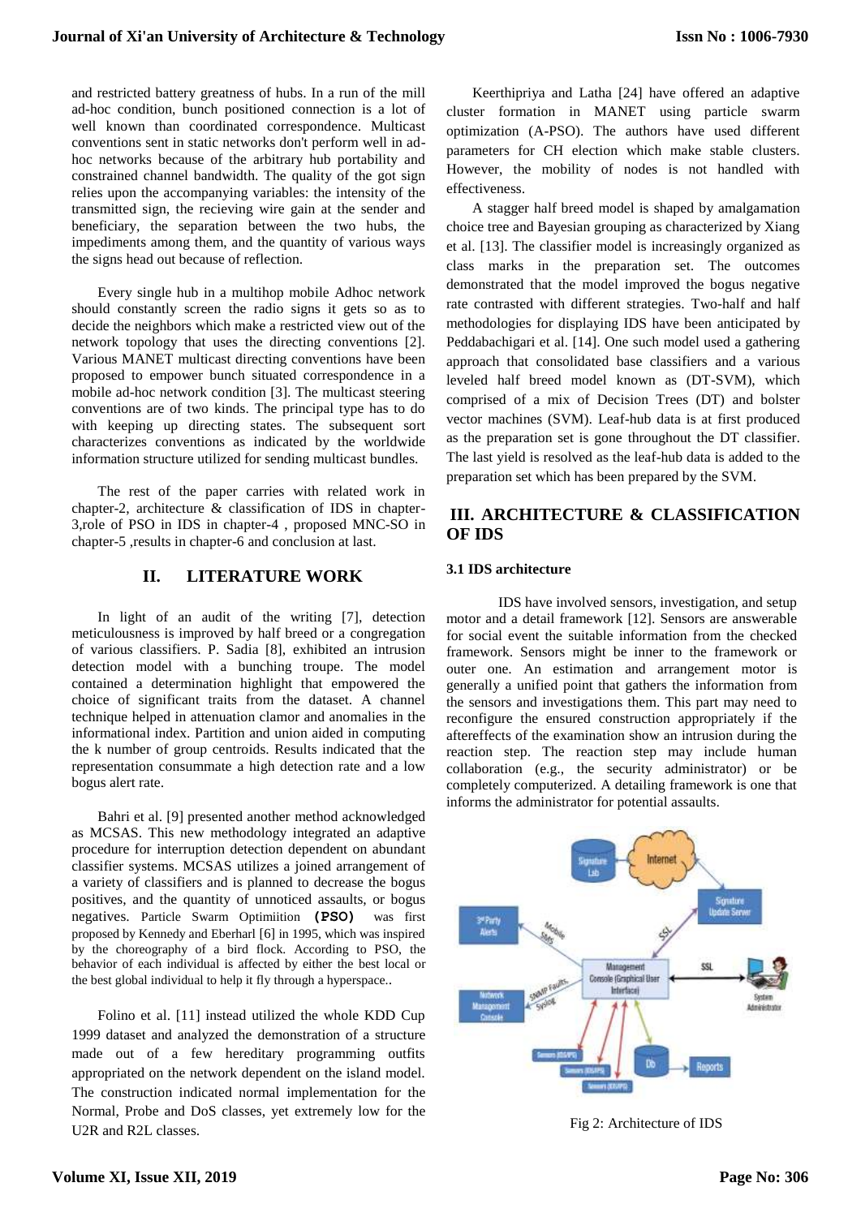and restricted battery greatness of hubs. In a run of the mill ad-hoc condition, bunch positioned connection is a lot of well known than coordinated correspondence. Multicast conventions sent in static networks don't perform well in ad-hoc networks because of the arbitrary hub portability and constrained channel bandwidth. The quality of the got sign relies upon the accompanying variables: the intensity of the transmitted sign, the recieving wire gain at the sender and beneficiary, the separation between the two hubs, the impediments among them, and the quantity of various ways the signs head out because of reflection.

Every single hub in a multihop mobile Adhoc network should constantly screen the radio signs it gets so as to decide the neighbors which make a restricted view out of the network topology that uses the directing conventions [2]. Various MANET multicast directing conventions have been proposed to empower bunch situated correspondence in a mobile ad-hoc network condition [3]. The multicast steering conventions are of two kinds. The principal type has to do with keeping up directing states. The subsequent sort characterizes conventions as indicated by the worldwide information structure utilized for sending multicast bundles.

The rest of the paper carries with related work in chapter-2, architecture & classification of IDS in chapter-3,role of PSO in IDS in chapter-4 , proposed MNC-SO in chapter-5 ,results in chapter-6 and conclusion at last.

## II. LITERATURE WORK

In light of an audit of the writing [7], detection meticulousness is improved by half breed or a congregation of various classifiers. P. Sadia [8], exhibited an intrusion detection model with a bunching troupe. The model contained a determination highlight that empowered the choice of significant traits from the dataset. A channel technique helped in attenuation clamor and anomalies in the informational index. Partition and union aided in computing the k number of group centroids. Results indicated that the representation consummate a high detection rate and a low bogus alert rate.

Bahri et al. [9] presented another method acknowledged as MCSAS. This new methodology integrated an adaptive procedure for interruption detection dependent on abundant classifier systems. MCSAS utilizes a joined arrangement of a variety of classifiers and is planned to decrease the bogus positives, and the quantity of unnoticed assaults, or bogus negatives. Particle Swarm Optimiition **(PSO)** was first proposed by Kennedy and Eberharl [6] in 1995, which was inspired by the choreography of a bird flock. According to PSO, the behavior of each individual is affected by either the best local or the best global individual to help it fly through a hyperspace..

Folino et al. [11] instead utilized the whole KDD Cup 1999 dataset and analyzed the demonstration of a structure made out of a few hereditary programming outfits appropriated on the network dependent on the island model. The construction indicated normal implementation for the Normal, Probe and DoS classes, yet extremely low for the U2R and R2L classes.

Keerthipriya and Latha [24] have offered an adaptive cluster formation in MANET using particle swarm optimization (A-PSO). The authors have used different parameters for CH election which make stable clusters. However, the mobility of nodes is not handled with effectiveness.

A stagger half breed model is shaped by amalgamation choice tree and Bayesian grouping as characterized by Xiang et al. [13]. The classifier model is increasingly organized as class marks in the preparation set. The outcomes demonstrated that the model improved the bogus negative rate contrasted with different strategies. Two-half and half methodologies for displaying IDS have been anticipated by Peddabachigari et al. [14]. One such model used a gathering approach that consolidated base classifiers and a various leveled half breed model known as (DT-SVM), which comprised of a mix of Decision Trees (DT) and bolster vector machines (SVM). Leaf-hub data is at first produced as the preparation set is gone throughout the DT classifier. The last yield is resolved as the leaf-hub data is added to the preparation set which has been prepared by the SVM.

## III. ARCHITECTURE & CLASSIFICATION OF IDS

### 3.1 IDS architecture

IDS have involved sensors, investigation, and setup motor and a detail framework [12]. Sensors are answerable for social event the suitable information from the checked framework. Sensors might be inner to the framework or outer one. An estimation and arrangement motor is generally a unified point that gathers the information from the sensors and investigations them. This part may need to reconfigure the ensured construction appropriately if the aftereffects of the examination show an intrusion during the reaction step. The reaction step may include human collaboration (e.g., the security administrator) or be completely computerized. A detailing framework is one that informs the administrator for potential assaults.

Fig 2: Architecture of IDS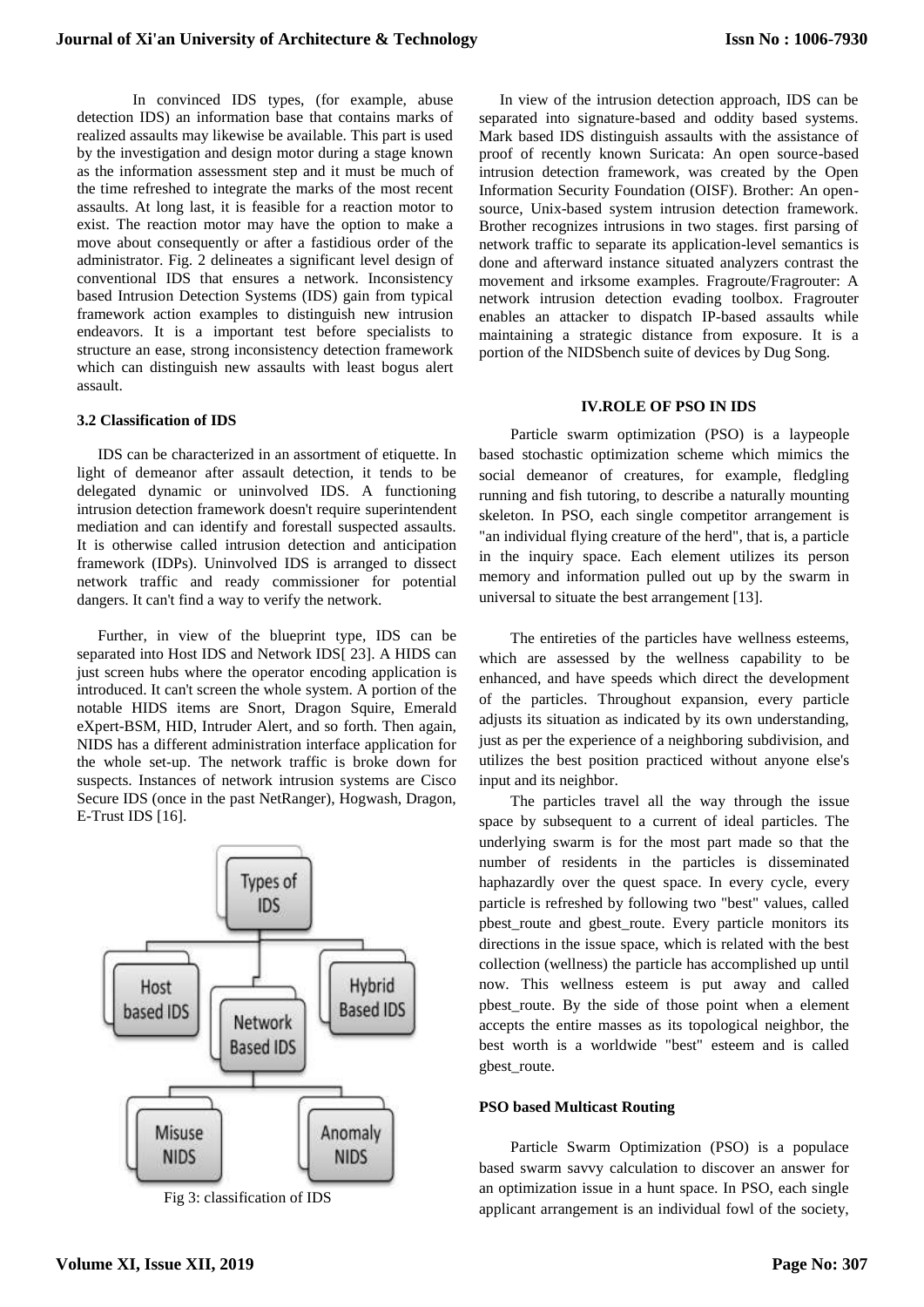In convinced IDS types, (for example, abuse detection IDS) an information base that contains marks of realized assaults may likewise be available. This part is used by the investigation and design motor during a stage known as the information assessment step and it must be much of the time refreshed to integrate the marks of the most recent assaults. At long last, it is feasible for a reaction motor to exist. The reaction motor may have the option to make a move about consequently or after a fastidious order of the administrator. Fig. 2 delineates a significant level design of conventional IDS that ensures a network. Inconsistency based Intrusion Detection Systems (IDS) gain from typical framework action examples to distinguish new intrusion endeavors. It is a important test before specialists to structure an ease, strong inconsistency detection framework which can distinguish new assaults with least bogus alert assault.

### 3.2 Classification of IDS

IDS can be characterized in an assortment of etiquette. In light of demeanor after assault detection, it tends to be delegated dynamic or uninvolved IDS. A functioning intrusion detection framework doesn't require superintendent mediation and can identify and forestall suspected assaults. It is otherwise called intrusion detection and anticipation framework (IDPs). Uninvolved IDS is arranged to dissect network traffic and ready commissioner for potential dangers. It can't find a way to verify the network.

Further, in view of the blueprint type, IDS can be separated into Host IDS and Network IDS[ 23]. A HIDS can just screen hubs where the operator encoding application is introduced. It can't screen the whole system. A portion of the notable HIDS items are Snort, Dragon Squire, Emerald eXpert-BSM, HID, Intruder Alert, and so forth. Then again, NIDS has a different administration interface application for the whole set-up. The network traffic is broke down for suspects. Instances of network intrusion systems are Cisco Secure IDS (once in the past NetRanger), Hogwash, Dragon, E-Trust IDS [16].

Types of IDS

Host based IDS | Network Based IDS | Hybrid Based IDS

Misuse NIDS | Anomaly NIDS

Fig 3: classification of IDS

In view of the intrusion detection approach, IDS can be separated into signature-based and oddity based systems. Mark based IDS distinguish assaults with the assistance of proof of recently known Suricata: An open source-based intrusion detection framework, was created by the Open Information Security Foundation (OISF). Brother: An open-source, Unix-based system intrusion detection framework. Brother recognizes intrusions in two stages. first parsing of network traffic to separate its application-level semantics is done and afterward instance situated analyzers contrast the movement and irksome examples. Fragroute/Fragrouter: A network intrusion detection evading toolbox. Fragrouter enables an attacker to dispatch IP-based assaults while maintaining a strategic distance from exposure. It is a portion of the NIDSbench suite of devices by Dug Song.

## IV.ROLE OF PSO IN IDS

Particle swarm optimization (PSO) is a laypeople based stochastic optimization scheme which mimics the social demeanor of creatures, for example, fledgling running and fish tutoring, to describe a naturally mounting skeleton. In PSO, each single competitor arrangement is "an individual flying creature of the herd", that is, a particle in the inquiry space. Each element utilizes its person memory and information pulled out up by the swarm in universal to situate the best arrangement [13].

The entireties of the particles have wellness esteems, which are assessed by the wellness capability to be enhanced, and have speeds which direct the development of the particles. Throughout expansion, every particle adjusts its situation as indicated by its own understanding, just as per the experience of a neighboring subdivision, and utilizes the best position practiced without anyone else's input and its neighbor.

The particles travel all the way through the issue space by subsequent to a current of ideal particles. The underlying swarm is for the most part made so that the number of residents in the particles is disseminated haphazardly over the quest space. In every cycle, every particle is refreshed by following two "best" values, called pbest_route and gbest_route. Every particle monitors its directions in the issue space, which is related with the best collection (wellness) the particle has accomplished up until now. This wellness esteem is put away and called pbest_route. By the side of those point when a element accepts the entire masses as its topological neighbor, the best worth is a worldwide "best" esteem and is called gbest_route.

### PSO based Multicast Routing

Particle Swarm Optimization (PSO) is a populace based swarm savvy calculation to discover an answer for an optimization issue in a hunt space. In PSO, each single applicant arrangement is an individual fowl of the society,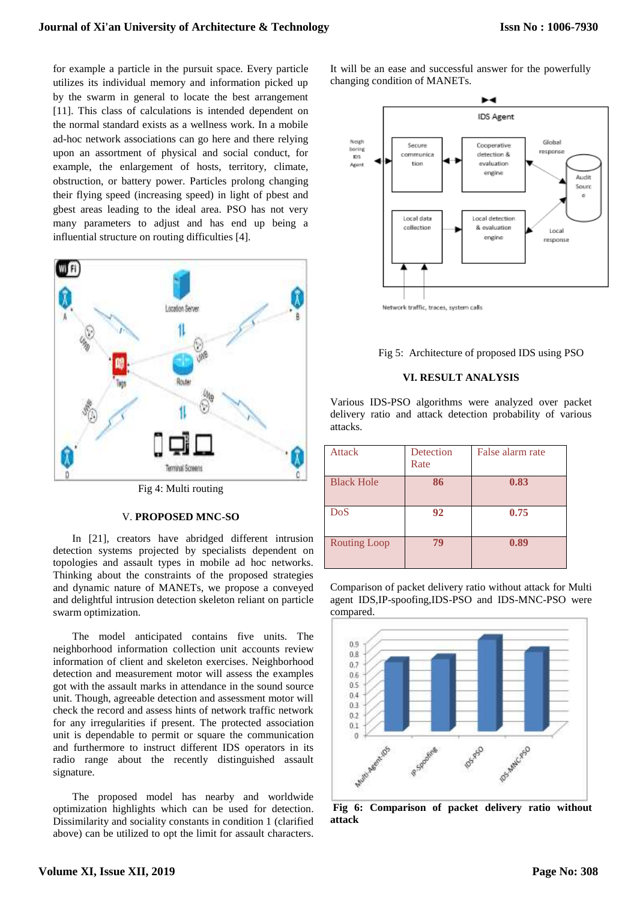for example a particle in the pursuit space. Every particle utilizes its individual memory and information picked up by the swarm in general to locate the best arrangement [11]. This class of calculations is intended dependent on the normal standard exists as a wellness work. In a mobile ad-hoc network associations can go here and there relying upon an assortment of physical and social conduct, for example, the enlargement of hosts, territory, climate, obstruction, or battery power. Particles prolong changing their flying speed (increasing speed) in light of pbest and gbest areas leading to the ideal area. PSO has not very many parameters to adjust and has end up being a influential structure on routing difficulties [4].

Fig 4: Multi routing

## V. PROPOSED MNC-SO

In [21], creators have abridged different intrusion detection systems projected by specialists dependent on topologies and assault types in mobile ad hoc networks. Thinking about the constraints of the proposed strategies and dynamic nature of MANETs, we propose a conveyed and delightful intrusion detection skeleton reliant on particle swarm optimization.

The model anticipated contains five units. The neighborhood information collection unit accounts review information of client and skeleton exercises. Neighborhood detection and measurement motor will assess the examples got with the assault marks in attendance in the sound source unit. Though, agreeable detection and assessment motor will check the record and assess hints of network traffic monitor for any irregularities if present. The protected association unit is dependable to permit or square the communication and furthermore to instruct different IDS operators in its radio range about the recently distinguished assault signature.

The proposed model has nearby and worldwide optimization highlights which can be used for detection. Dissimilarity and sociality constants in condition 1 (clarified above) can be utilized to opt the limit for assault characters. It will be an ease and successful answer for the powerfully changing condition of MANETs.

Fig 5: Architecture of proposed IDS using PSO

## VI. RESULT ANALYSIS

Various IDS-PSO algorithms were analyzed over packet delivery ratio and attack detection probability of various attacks.

| Attack | Detection Rate | False alarm rate |
|---|---|---|
| Black Hole | **86** | **0.83** |
| DoS | **92** | **0.75** |
| Routing Loop | **79** | **0.89** |

Comparison of packet delivery ratio without attack for Multi agent IDS,IP-spoofing,IDS-PSO and IDS-MNC-PSO were compared.

**Fig 6: Comparison of packet delivery ratio without attack**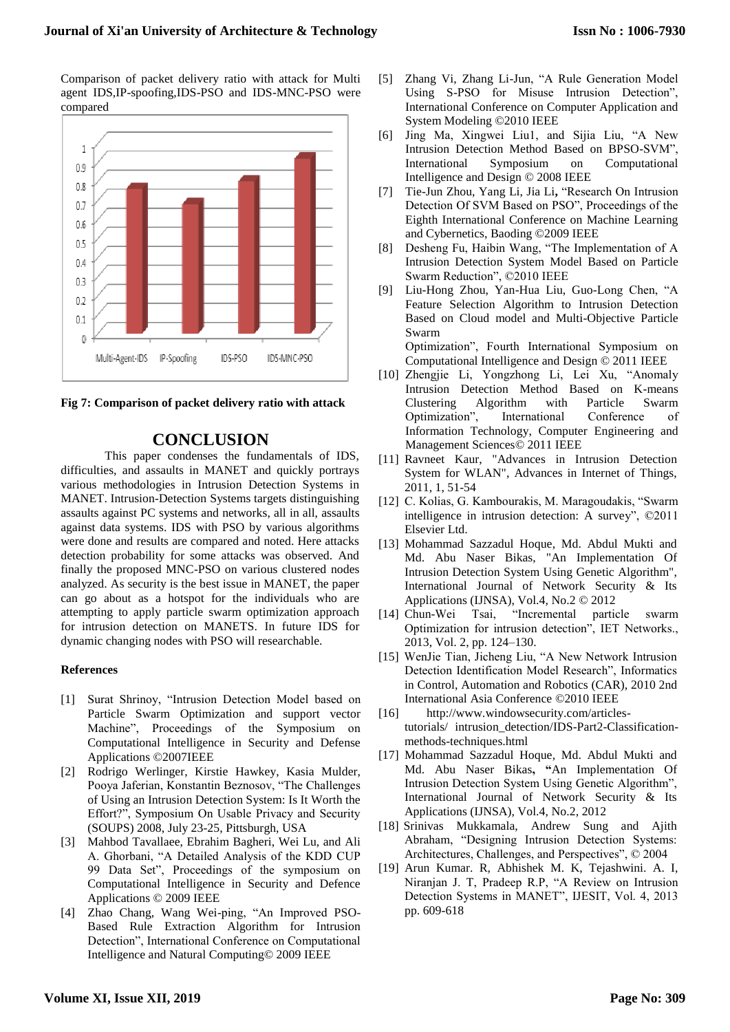Comparison of packet delivery ratio with attack for Multi agent IDS,IP-spoofing,IDS-PSO and IDS-MNC-PSO were compared

**Fig 7: Comparison of packet delivery ratio with attack**

## CONCLUSION

This paper condenses the fundamentals of IDS, difficulties, and assaults in MANET and quickly portrays various methodologies in Intrusion Detection Systems in MANET. Intrusion-Detection Systems targets distinguishing assaults against PC systems and networks, all in all, assaults against data systems. IDS with PSO by various algorithms were done and results are compared and noted. Here attacks detection probability for some attacks was observed. And finally the proposed MNC-PSO on various clustered nodes analyzed. As security is the best issue in MANET, the paper can go about as a hotspot for the individuals who are attempting to apply particle swarm optimization approach for intrusion detection on MANETS. In future IDS for dynamic changing nodes with PSO will researchable.

### References

[1] Surat Shrinoy, "Intrusion Detection Model based on Particle Swarm Optimization and support vector Machine", Proceedings of the Symposium on Computational Intelligence in Security and Defense Applications ©2007IEEE

[2] Rodrigo Werlinger, Kirstie Hawkey, Kasia Mulder, Pooya Jaferian, Konstantin Beznosov, "The Challenges of Using an Intrusion Detection System: Is It Worth the Effort?", Symposium On Usable Privacy and Security (SOUPS) 2008, July 23-25, Pittsburgh, USA

[3] Mahbod Tavallaee, Ebrahim Bagheri, Wei Lu, and Ali A. Ghorbani, "A Detailed Analysis of the KDD CUP 99 Data Set", Proceedings of the symposium on Computational Intelligence in Security and Defence Applications © 2009 IEEE

[4] Zhao Chang, Wang Wei-ping, "An Improved PSO-Based Rule Extraction Algorithm for Intrusion Detection", International Conference on Computational Intelligence and Natural Computing© 2009 IEEE

[5] Zhang Vi, Zhang Li-Jun, "A Rule Generation Model Using S-PSO for Misuse Intrusion Detection", International Conference on Computer Application and System Modeling ©2010 IEEE

[6] Jing Ma, Xingwei Liu1, and Sijia Liu, "A New Intrusion Detection Method Based on BPSO-SVM", International Symposium on Computational Intelligence and Design © 2008 IEEE

[7] Tie-Jun Zhou, Yang Li, Jia Li, "Research On Intrusion Detection Of SVM Based on PSO", Proceedings of the Eighth International Conference on Machine Learning and Cybernetics, Baoding ©2009 IEEE

[8] Desheng Fu, Haibin Wang, "The Implementation of A Intrusion Detection System Model Based on Particle Swarm Reduction", ©2010 IEEE

[9] Liu-Hong Zhou, Yan-Hua Liu, Guo-Long Chen, "A Feature Selection Algorithm to Intrusion Detection Based on Cloud model and Multi-Objective Particle Swarm Optimization", Fourth International Symposium on Computational Intelligence and Design © 2011 IEEE

[10] Zhengjie Li, Yongzhong Li, Lei Xu, "Anomaly Intrusion Detection Method Based on K-means Clustering Algorithm with Particle Swarm Optimization", International Conference of Information Technology, Computer Engineering and Management Sciences© 2011 IEEE

[11] Ravneet Kaur, "Advances in Intrusion Detection System for WLAN", Advances in Internet of Things, 2011, 1, 51-54

[12] C. Kolias, G. Kambourakis, M. Maragoudakis, "Swarm intelligence in intrusion detection: A survey", ©2011 Elsevier Ltd.

[13] Mohammad Sazzadul Hoque, Md. Abdul Mukti and Md. Abu Naser Bikas, "An Implementation Of Intrusion Detection System Using Genetic Algorithm", International Journal of Network Security & Its Applications (IJNSA), Vol.4, No.2 © 2012

[14] Chun-Wei Tsai, "Incremental particle swarm Optimization for intrusion detection", IET Networks., 2013, Vol. 2, pp. 124–130.

[15] WenJie Tian, Jicheng Liu, "A New Network Intrusion Detection Identification Model Research", Informatics in Control, Automation and Robotics (CAR), 2010 2nd International Asia Conference ©2010 IEEE

[16] http://www.windowsecurity.com/articles-tutorials/ intrusion_detection/IDS-Part2-Classification-methods-techniques.html

[17] Mohammad Sazzadul Hoque, Md. Abdul Mukti and Md. Abu Naser Bikas, "An Implementation Of Intrusion Detection System Using Genetic Algorithm", International Journal of Network Security & Its Applications (IJNSA), Vol.4, No.2, 2012

[18] Srinivas Mukkamala, Andrew Sung and Ajith Abraham, "Designing Intrusion Detection Systems: Architectures, Challenges, and Perspectives", © 2004

[19] Arun Kumar. R, Abhishek M. K, Tejashwini. A. I, Niranjan J. T, Pradeep R.P, "A Review on Intrusion Detection Systems in MANET", IJESIT, Vol. 4, 2013 pp. 609-618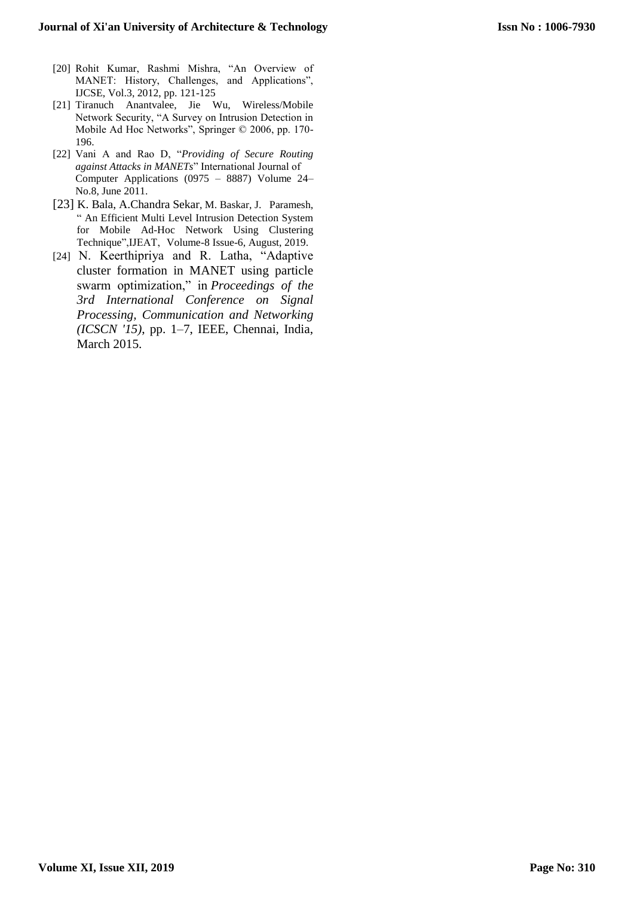[20] Rohit Kumar, Rashmi Mishra, "An Overview of MANET: History, Challenges, and Applications", IJCSE, Vol.3, 2012, pp. 121-125

[21] Tiranuch Anantvalee, Jie Wu, Wireless/Mobile Network Security, "A Survey on Intrusion Detection in Mobile Ad Hoc Networks", Springer © 2006, pp. 170-196.

[22] Vani A and Rao D, "*Providing of Secure Routing against Attacks in MANETs*" International Journal of Computer Applications (0975 – 8887) Volume 24– No.8, June 2011.

[23] K. Bala, A.Chandra Sekar, M. Baskar, J. Paramesh, " An Efficient Multi Level Intrusion Detection System for Mobile Ad-Hoc Network Using Clustering Technique",IJEAT, Volume-8 Issue-6, August, 2019.

[24] N. Keerthipriya and R. Latha, "Adaptive cluster formation in MANET using particle swarm optimization," in *Proceedings of the 3rd International Conference on Signal Processing, Communication and Networking (ICSCN '15)*, pp. 1–7, IEEE, Chennai, India, March 2015.